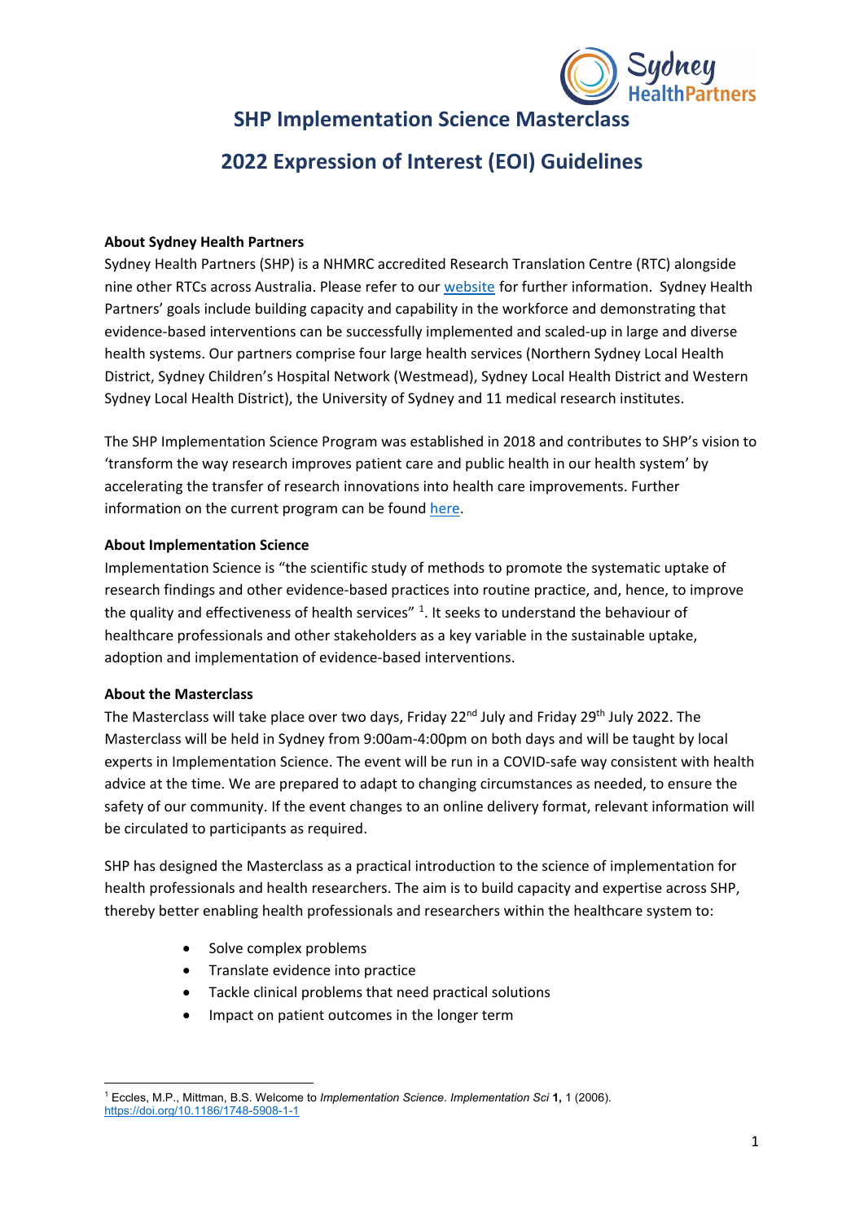# SHP Implementation Science Masterclass

## 2022 Expression of Interest (EOI) Guidelines

**About Sydney Health Partners**

Sydney Health Partners (SHP) is a NHMRC accredited Research Translation Centre (RTC) alongside nine other RTCs across Australia. Please refer to our website for further information. Sydney Health Partners' goals include building capacity and capability in the workforce and demonstrating that evidence-based interventions can be successfully implemented and scaled-up in large and diverse health systems. Our partners comprise four large health services (Northern Sydney Local Health District, Sydney Children's Hospital Network (Westmead), Sydney Local Health District and Western Sydney Local Health District), the University of Sydney and 11 medical research institutes.

The SHP Implementation Science Program was established in 2018 and contributes to SHP's vision to 'transform the way research improves patient care and public health in our health system' by accelerating the transfer of research innovations into health care improvements. Further information on the current program can be found here.

**About Implementation Science**

Implementation Science is "the scientific study of methods to promote the systematic uptake of research findings and other evidence-based practices into routine practice, and, hence, to improve the quality and effectiveness of health services" [1]. It seeks to understand the behaviour of healthcare professionals and other stakeholders as a key variable in the sustainable uptake, adoption and implementation of evidence-based interventions.

**About the Masterclass**

The Masterclass will take place over two days, Friday 22nd July and Friday 29th July 2022. The Masterclass will be held in Sydney from 9:00am-4:00pm on both days and will be taught by local experts in Implementation Science. The event will be run in a COVID-safe way consistent with health advice at the time. We are prepared to adapt to changing circumstances as needed, to ensure the safety of our community. If the event changes to an online delivery format, relevant information will be circulated to participants as required.

SHP has designed the Masterclass as a practical introduction to the science of implementation for health professionals and health researchers. The aim is to build capacity and expertise across SHP, thereby better enabling health professionals and researchers within the healthcare system to:

- Solve complex problems
- Translate evidence into practice
- Tackle clinical problems that need practical solutions
- Impact on patient outcomes in the longer term

[1] Eccles, M.P., Mittman, B.S. Welcome to *Implementation Science*. *Implementation Sci* **1,** 1 (2006). https://doi.org/10.1186/1748-5908-1-1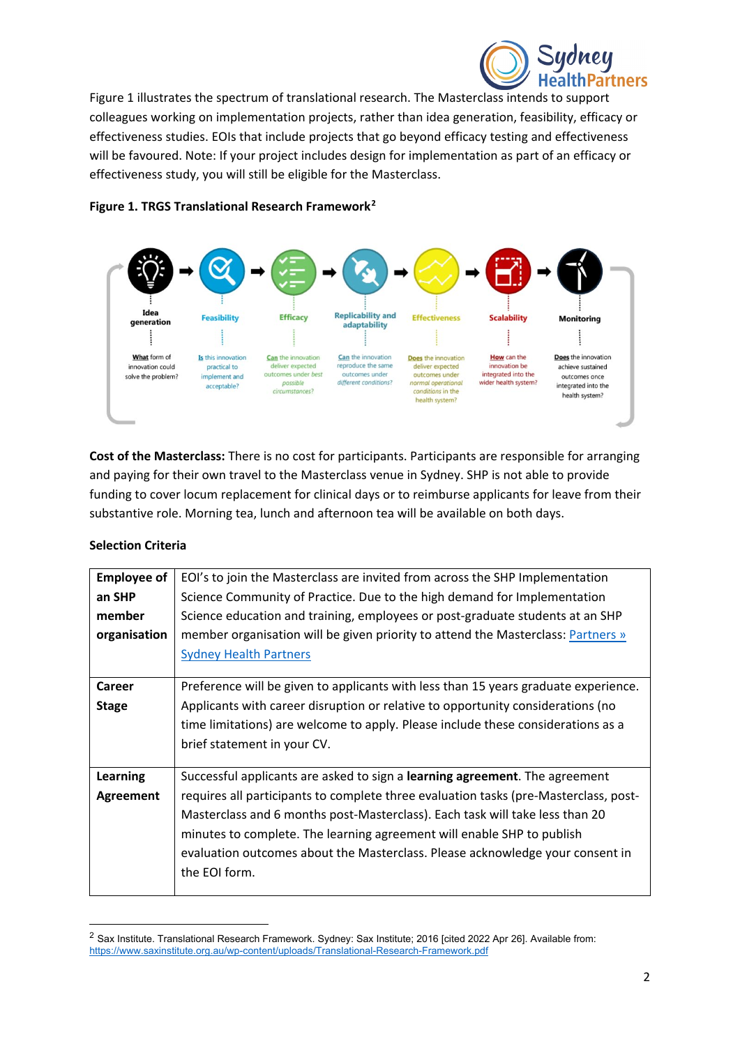Figure 1 illustrates the spectrum of translational research. The Masterclass intends to support colleagues working on implementation projects, rather than idea generation, feasibility, efficacy or effectiveness studies. EOIs that include projects that go beyond efficacy testing and effectiveness will be favoured. Note: If your project includes design for implementation as part of an efficacy or effectiveness study, you will still be eligible for the Masterclass.

**Figure 1. TRGS Translational Research Framework**[2]

| Idea generation | Feasibility | Efficacy | Replicability and adaptability | Effectiveness | Scalability | Monitoring |
|---|---|---|---|---|---|---|
| **What** form of innovation could solve the problem? | **Is** this innovation practical to implement and acceptable? | **Can** the innovation deliver expected outcomes under *best possible circumstances*? | **Can** the innovation reproduce the same outcomes under *different conditions*? | **Does** the innovation deliver expected outcomes under *normal operational conditions* in the health system? | **How** can the innovation be integrated into the wider health system? | **Does** the innovation achieve sustained outcomes once integrated into the health system? |

**Cost of the Masterclass:** There is no cost for participants. Participants are responsible for arranging and paying for their own travel to the Masterclass venue in Sydney. SHP is not able to provide funding to cover locum replacement for clinical days or to reimburse applicants for leave from their substantive role. Morning tea, lunch and afternoon tea will be available on both days.

**Selection Criteria**

| | |
|---|---|
| **Employee of an SHP member organisation** | EOI's to join the Masterclass are invited from across the SHP Implementation Science Community of Practice. Due to the high demand for Implementation Science education and training, employees or post-graduate students at an SHP member organisation will be given priority to attend the Masterclass: Partners » Sydney Health Partners |
| **Career Stage** | Preference will be given to applicants with less than 15 years graduate experience. Applicants with career disruption or relative to opportunity considerations (no time limitations) are welcome to apply. Please include these considerations as a brief statement in your CV. |
| **Learning Agreement** | Successful applicants are asked to sign a **learning agreement**. The agreement requires all participants to complete three evaluation tasks (pre-Masterclass, post-Masterclass and 6 months post-Masterclass). Each task will take less than 20 minutes to complete. The learning agreement will enable SHP to publish evaluation outcomes about the Masterclass. Please acknowledge your consent in the EOI form. |

[2] Sax Institute. Translational Research Framework. Sydney: Sax Institute; 2016 [cited 2022 Apr 26]. Available from: https://www.saxinstitute.org.au/wp-content/uploads/Translational-Research-Framework.pdf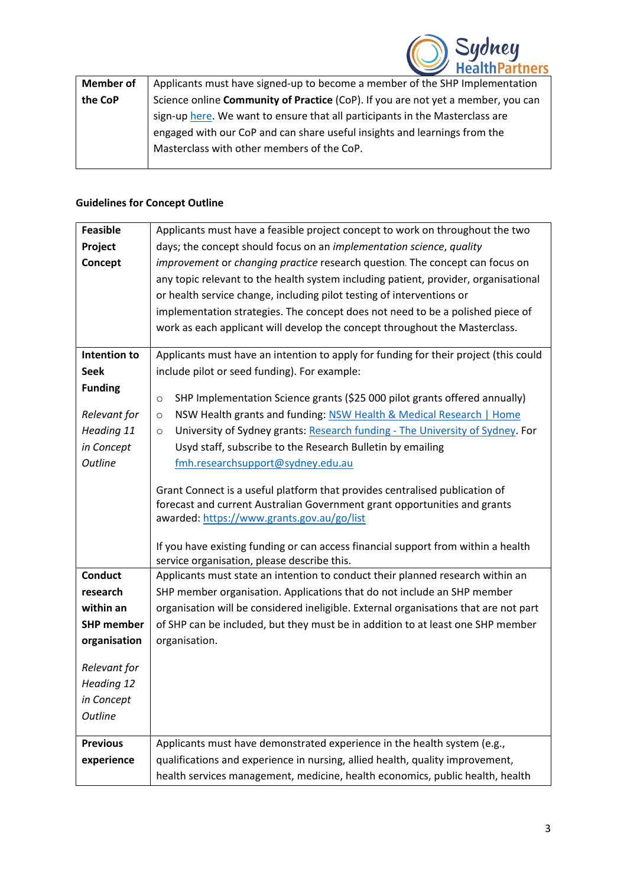| **Member of the CoP** | Applicants must have signed-up to become a member of the SHP Implementation Science online **Community of Practice** (CoP). If you are not yet a member, you can sign-up here. We want to ensure that all participants in the Masterclass are engaged with our CoP and can share useful insights and learnings from the Masterclass with other members of the CoP. |
|---|---|

**Guidelines for Concept Outline**

| **Feasible Project Concept** | Applicants must have a feasible project concept to work on throughout the two days; the concept should focus on an *implementation science*, *quality improvement* or *changing practice* research question. The concept can focus on any topic relevant to the health system including patient, provider, organisational or health service change, including pilot testing of interventions or implementation strategies. The concept does not need to be a polished piece of work as each applicant will develop the concept throughout the Masterclass. |
|---|---|
| **Intention to Seek Funding**<br><br>*Relevant for Heading 11 in Concept Outline* | Applicants must have an intention to apply for funding for their project (this could include pilot or seed funding). For example:<br>◦ SHP Implementation Science grants ($25 000 pilot grants offered annually)<br>◦ NSW Health grants and funding: NSW Health & Medical Research \| Home<br>◦ University of Sydney grants: Research funding - The University of Sydney. For Usyd staff, subscribe to the Research Bulletin by emailing fmh.researchsupport@sydney.edu.au<br><br>Grant Connect is a useful platform that provides centralised publication of forecast and current Australian Government grant opportunities and grants awarded: https://www.grants.gov.au/go/list<br><br>If you have existing funding or can access financial support from within a health service organisation, please describe this. |
| **Conduct research within an SHP member organisation**<br><br>*Relevant for Heading 12 in Concept Outline* | Applicants must state an intention to conduct their planned research within an SHP member organisation. Applications that do not include an SHP member organisation will be considered ineligible. External organisations that are not part of SHP can be included, but they must be in addition to at least one SHP member organisation. |
| **Previous experience** | Applicants must have demonstrated experience in the health system (e.g., qualifications and experience in nursing, allied health, quality improvement, health services management, medicine, health economics, public health, health |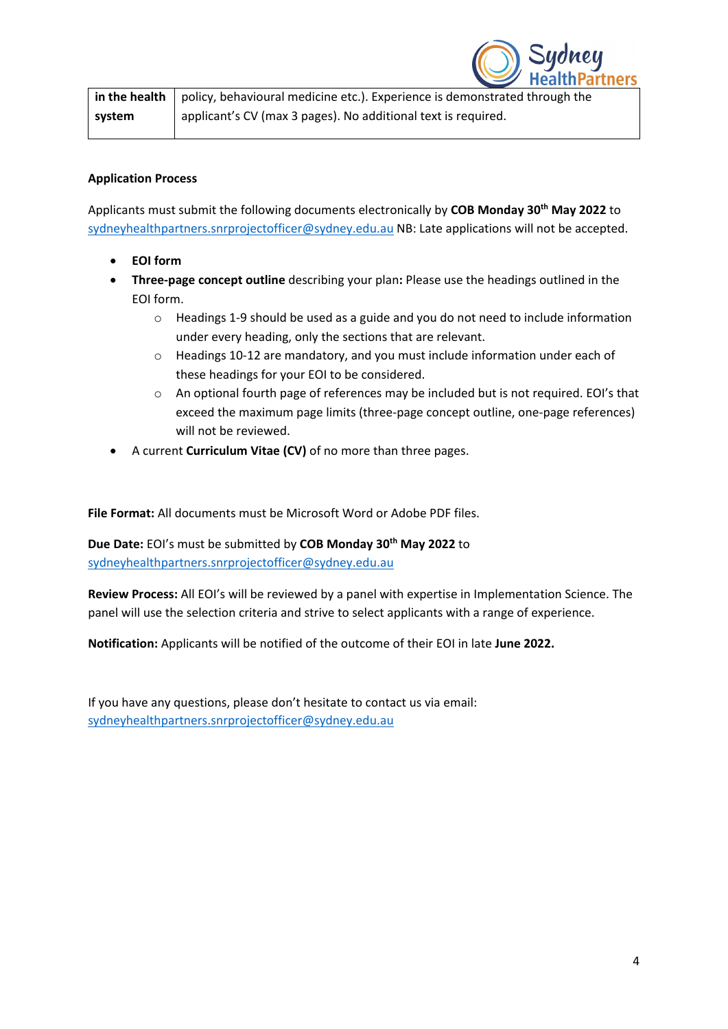| | |
|---|---|
| **in the health system** | policy, behavioural medicine etc.). Experience is demonstrated through the applicant's CV (max 3 pages). No additional text is required. |

**Application Process**

Applicants must submit the following documents electronically by **COB Monday 30th May 2022** to sydneyhealthpartners.snrprojectofficer@sydney.edu.au NB: Late applications will not be accepted.

- **EOI form**
- **Three-page concept outline** describing your plan**:** Please use the headings outlined in the EOI form.
  - Headings 1-9 should be used as a guide and you do not need to include information under every heading, only the sections that are relevant.
  - Headings 10-12 are mandatory, and you must include information under each of these headings for your EOI to be considered.
  - An optional fourth page of references may be included but is not required. EOI's that exceed the maximum page limits (three-page concept outline, one-page references) will not be reviewed.
- A current **Curriculum Vitae (CV)** of no more than three pages.

**File Format:** All documents must be Microsoft Word or Adobe PDF files.

**Due Date:** EOI's must be submitted by **COB Monday 30th May 2022** to sydneyhealthpartners.snrprojectofficer@sydney.edu.au

**Review Process:** All EOI's will be reviewed by a panel with expertise in Implementation Science. The panel will use the selection criteria and strive to select applicants with a range of experience.

**Notification:** Applicants will be notified of the outcome of their EOI in late **June 2022.**

If you have any questions, please don't hesitate to contact us via email: sydneyhealthpartners.snrprojectofficer@sydney.edu.au